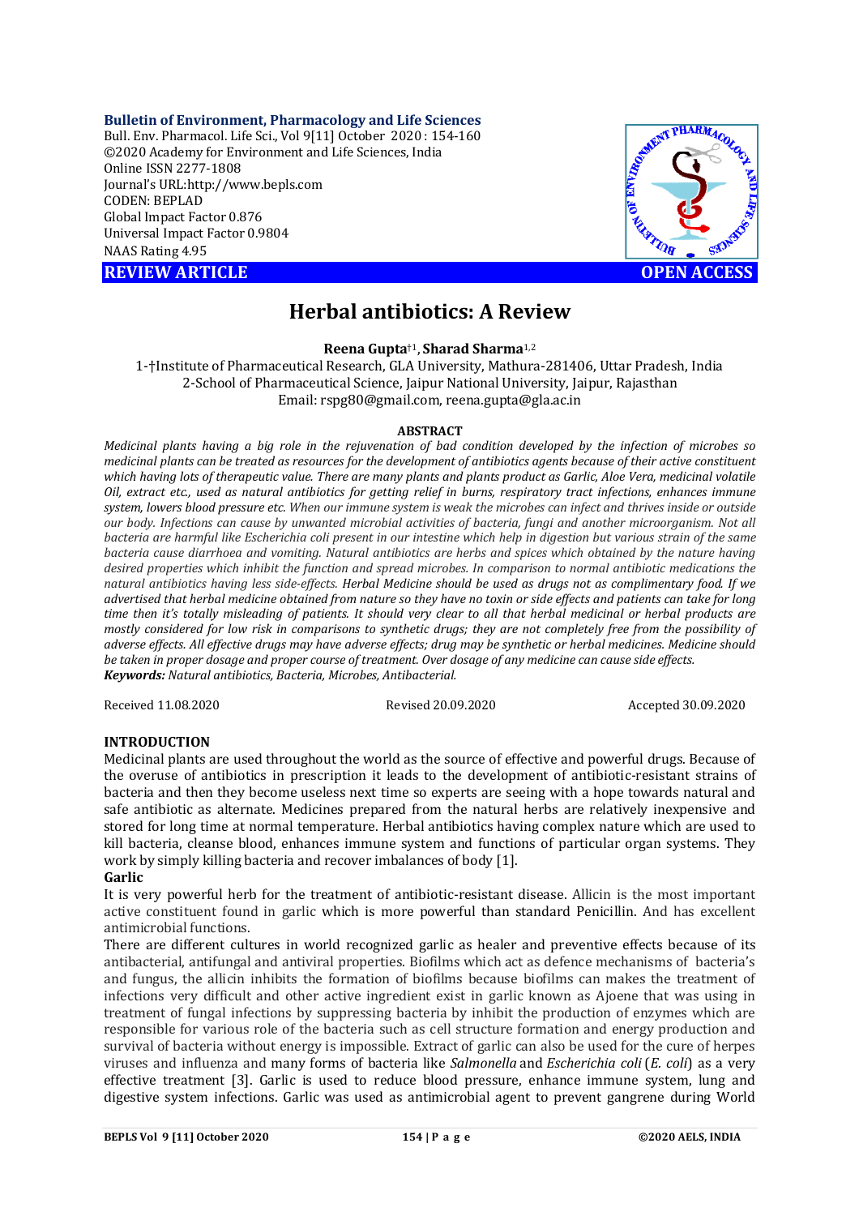**Bulletin of Environment, Pharmacology and Life Sciences**
Bull. Env. Pharmacol. Life Sci., Vol 9[11] October 2020 : 154-160
©2020 Academy for Environment and Life Sciences, India
Online ISSN 2277-1808
Journal's URL:http://www.bepls.com
CODEN: BEPLAD
Global Impact Factor 0.876
Universal Impact Factor 0.9804
NAAS Rating 4.95

**REVIEW ARTICLE** **OPEN ACCESS**

# Herbal antibiotics: A Review

**Reena Gupta**[†1], **Sharad Sharma**[1,2]

1-†Institute of Pharmaceutical Research, GLA University, Mathura-281406, Uttar Pradesh, India
2-School of Pharmaceutical Science, Jaipur National University, Jaipur, Rajasthan
Email: rspg80@gmail.com, reena.gupta@gla.ac.in

**ABSTRACT**

*Medicinal plants having a big role in the rejuvenation of bad condition developed by the infection of microbes so medicinal plants can be treated as resources for the development of antibiotics agents because of their active constituent which having lots of therapeutic value. There are many plants and plants product as Garlic, Aloe Vera, medicinal volatile Oil, extract etc., used as natural antibiotics for getting relief in burns, respiratory tract infections, enhances immune system, lowers blood pressure etc. When our immune system is weak the microbes can infect and thrives inside or outside our body. Infections can cause by unwanted microbial activities of bacteria, fungi and another microorganism. Not all bacteria are harmful like Escherichia coli present in our intestine which help in digestion but various strain of the same bacteria cause diarrhoea and vomiting. Natural antibiotics are herbs and spices which obtained by the nature having desired properties which inhibit the function and spread microbes. In comparison to normal antibiotic medications the natural antibiotics having less side-effects. Herbal Medicine should be used as drugs not as complimentary food. If we advertised that herbal medicine obtained from nature so they have no toxin or side effects and patients can take for long time then it's totally misleading of patients. It should very clear to all that herbal medicinal or herbal products are mostly considered for low risk in comparisons to synthetic drugs; they are not completely free from the possibility of adverse effects. All effective drugs may have adverse effects; drug may be synthetic or herbal medicines. Medicine should be taken in proper dosage and proper course of treatment. Over dosage of any medicine can cause side effects.*
***Keywords:*** *Natural antibiotics, Bacteria, Microbes, Antibacterial.*

Received 11.08.2020 Revised 20.09.2020 Accepted 30.09.2020

## INTRODUCTION

Medicinal plants are used throughout the world as the source of effective and powerful drugs. Because of the overuse of antibiotics in prescription it leads to the development of antibiotic-resistant strains of bacteria and then they become useless next time so experts are seeing with a hope towards natural and safe antibiotic as alternate. Medicines prepared from the natural herbs are relatively inexpensive and stored for long time at normal temperature. Herbal antibiotics having complex nature which are used to kill bacteria, cleanse blood, enhances immune system and functions of particular organ systems. They work by simply killing bacteria and recover imbalances of body [1].

### Garlic

It is very powerful herb for the treatment of antibiotic-resistant disease. Allicin is the most important active constituent found in garlic which is more powerful than standard Penicillin. And has excellent antimicrobial functions.

There are different cultures in world recognized garlic as healer and preventive effects because of its antibacterial, antifungal and antiviral properties. Biofilms which act as defence mechanisms of bacteria's and fungus, the allicin inhibits the formation of biofilms because biofilms can makes the treatment of infections very difficult and other active ingredient exist in garlic known as Ajoene that was using in treatment of fungal infections by suppressing bacteria by inhibit the production of enzymes which are responsible for various role of the bacteria such as cell structure formation and energy production and survival of bacteria without energy is impossible. Extract of garlic can also be used for the cure of herpes viruses and influenza and many forms of bacteria like *Salmonella* and *Escherichia coli* (*E. coli*) as a very effective treatment [3]. Garlic is used to reduce blood pressure, enhance immune system, lung and digestive system infections. Garlic was used as antimicrobial agent to prevent gangrene during World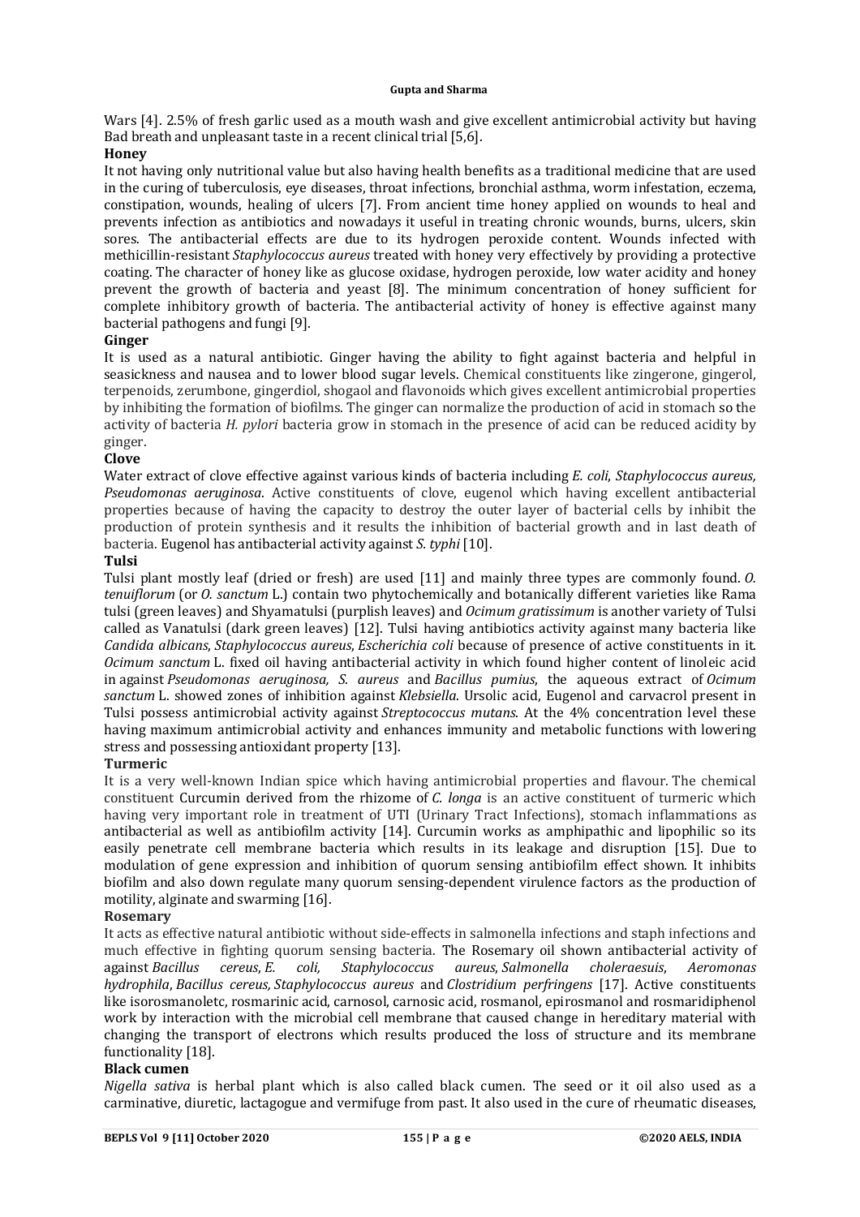Wars [4]. 2.5% of fresh garlic used as a mouth wash and give excellent antimicrobial activity but having Bad breath and unpleasant taste in a recent clinical trial [5,6].

**Honey**

It not having only nutritional value but also having health benefits as a traditional medicine that are used in the curing of tuberculosis, eye diseases, throat infections, bronchial asthma, worm infestation, eczema, constipation, wounds, healing of ulcers [7]. From ancient time honey applied on wounds to heal and prevents infection as antibiotics and nowadays it useful in treating chronic wounds, burns, ulcers, skin sores. The antibacterial effects are due to its hydrogen peroxide content. Wounds infected with methicillin-resistant *Staphylococcus aureus* treated with honey very effectively by providing a protective coating. The character of honey like as glucose oxidase, hydrogen peroxide, low water acidity and honey prevent the growth of bacteria and yeast [8]. The minimum concentration of honey sufficient for complete inhibitory growth of bacteria. The antibacterial activity of honey is effective against many bacterial pathogens and fungi [9].

**Ginger**

It is used as a natural antibiotic. Ginger having the ability to fight against bacteria and helpful in seasickness and nausea and to lower blood sugar levels. Chemical constituents like zingerone, gingerol, terpenoids, zerumbone, gingerdiol, shogaol and flavonoids which gives excellent antimicrobial properties by inhibiting the formation of biofilms. The ginger can normalize the production of acid in stomach so the activity of bacteria *H. pylori* bacteria grow in stomach in the presence of acid can be reduced acidity by ginger.

**Clove**

Water extract of clove effective against various kinds of bacteria including *E. coli*, *Staphylococcus aureus, Pseudomonas aeruginosa*. Active constituents of clove, eugenol which having excellent antibacterial properties because of having the capacity to destroy the outer layer of bacterial cells by inhibit the production of protein synthesis and it results the inhibition of bacterial growth and in last death of bacteria. Eugenol has antibacterial activity against *S. typhi* [10].

**Tulsi**

Tulsi plant mostly leaf (dried or fresh) are used [11] and mainly three types are commonly found. *O. tenuiflorum* (or *O. sanctum* L.) contain two phytochemically and botanically different varieties like Rama tulsi (green leaves) and Shyamatulsi (purplish leaves) and *Ocimum gratissimum* is another variety of Tulsi called as Vanatulsi (dark green leaves) [12]. Tulsi having antibiotics activity against many bacteria like *Candida albicans*, *Staphylococcus aureus*, *Escherichia coli* because of presence of active constituents in it. *Ocimum sanctum* L. fixed oil having antibacterial activity in which found higher content of linoleic acid in against *Pseudomonas aeruginosa, S. aureus* and *Bacillus pumius*, the aqueous extract of *Ocimum sanctum* L. showed zones of inhibition against *Klebsiella*. Ursolic acid, Eugenol and carvacrol present in Tulsi possess antimicrobial activity against *Streptococcus mutans*. At the 4% concentration level these having maximum antimicrobial activity and enhances immunity and metabolic functions with lowering stress and possessing antioxidant property [13].

**Turmeric**

It is a very well-known Indian spice which having antimicrobial properties and flavour. The chemical constituent Curcumin derived from the rhizome of *C. longa* is an active constituent of turmeric which having very important role in treatment of UTI (Urinary Tract Infections), stomach inflammations as antibacterial as well as antibiofilm activity [14]. Curcumin works as amphipathic and lipophilic so its easily penetrate cell membrane bacteria which results in its leakage and disruption [15]. Due to modulation of gene expression and inhibition of quorum sensing antibiofilm effect shown. It inhibits biofilm and also down regulate many quorum sensing-dependent virulence factors as the production of motility, alginate and swarming [16].

**Rosemary**

It acts as effective natural antibiotic without side-effects in salmonella infections and staph infections and much effective in fighting quorum sensing bacteria. The Rosemary oil shown antibacterial activity of against *Bacillus cereus*, *E. coli, Staphylococcus aureus*, *Salmonella choleraesuis*, *Aeromonas hydrophila*, *Bacillus cereus, Staphylococcus aureus* and *Clostridium perfringens* [17]. Active constituents like isorosmanoletc, rosmarinic acid, carnosol, carnosic acid, rosmanol, epirosmanol and rosmaridiphenol work by interaction with the microbial cell membrane that caused change in hereditary material with changing the transport of electrons which results produced the loss of structure and its membrane functionality [18].

**Black cumen**

*Nigella sativa* is herbal plant which is also called black cumen. The seed or it oil also used as a carminative, diuretic, lactagogue and vermifuge from past. It also used in the cure of rheumatic diseases,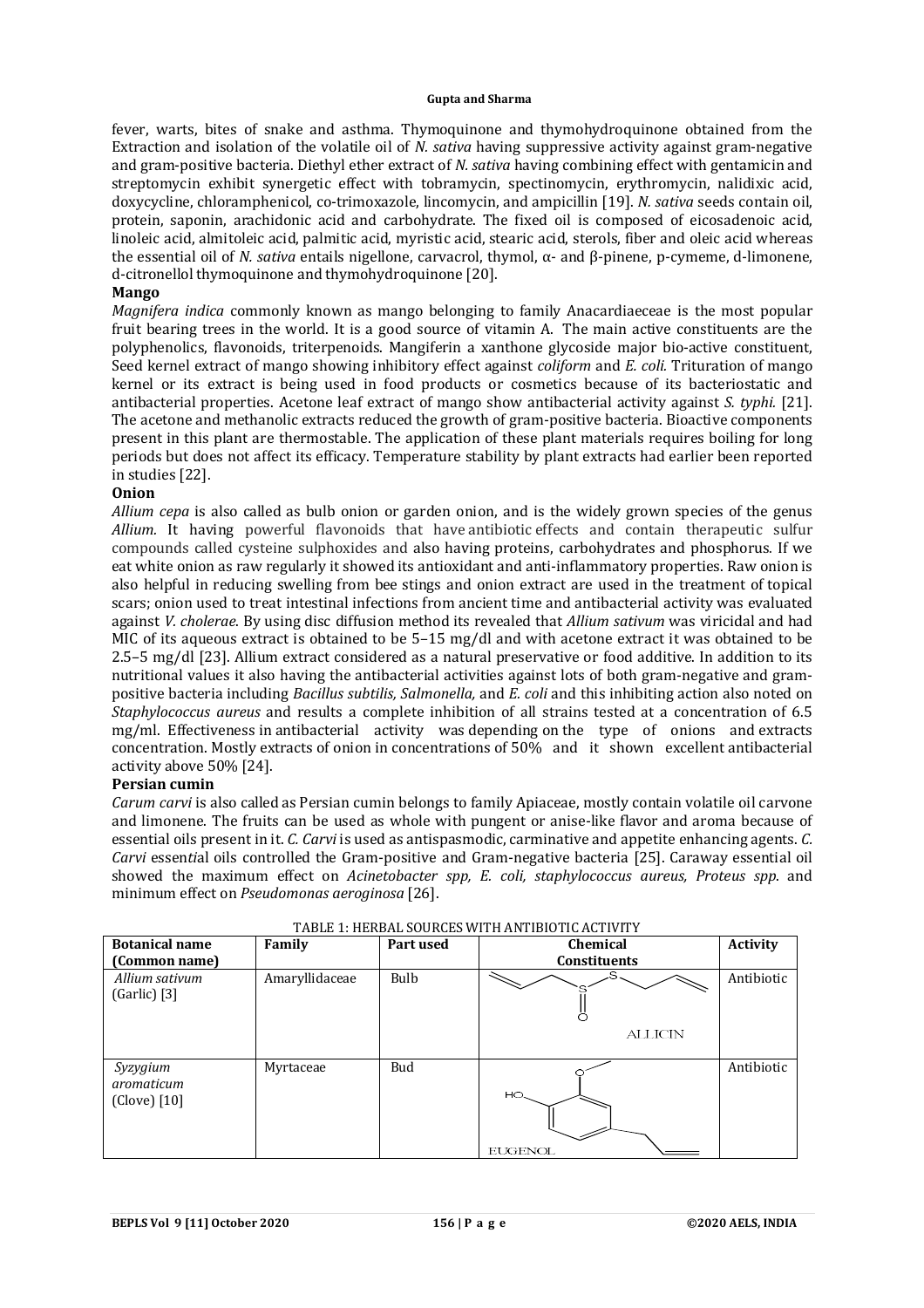fever, warts, bites of snake and asthma. Thymoquinone and thymohydroquinone obtained from the Extraction and isolation of the volatile oil of *N. sativa* having suppressive activity against gram-negative and gram-positive bacteria. Diethyl ether extract of *N. sativa* having combining effect with gentamicin and streptomycin exhibit synergetic effect with tobramycin, spectinomycin, erythromycin, nalidixic acid, doxycycline, chloramphenicol, co-trimoxazole, lincomycin, and ampicillin [19]. *N. sativa* seeds contain oil, protein, saponin, arachidonic acid and carbohydrate. The fixed oil is composed of eicosadenoic acid, linoleic acid, almitoleic acid, palmitic acid, myristic acid, stearic acid, sterols, fiber and oleic acid whereas the essential oil of *N. sativa* entails nigellone, carvacrol, thymol, α- and β-pinene, p-cymeme, d-limonene, d-citronellol thymoquinone and thymohydroquinone [20].

**Mango**

*Magnifera indica* commonly known as mango belonging to family Anacardiaeceae is the most popular fruit bearing trees in the world. It is a good source of vitamin A. The main active constituents are the polyphenolics, flavonoids, triterpenoids. Mangiferin a xanthone glycoside major bio-active constituent, Seed kernel extract of mango showing inhibitory effect against *coliform* and *E. coli.* Trituration of mango kernel or its extract is being used in food products or cosmetics because of its bacteriostatic and antibacterial properties. Acetone leaf extract of mango show antibacterial activity against *S. typhi.* [21]. The acetone and methanolic extracts reduced the growth of gram-positive bacteria. Bioactive components present in this plant are thermostable. The application of these plant materials requires boiling for long periods but does not affect its efficacy. Temperature stability by plant extracts had earlier been reported in studies [22].

**Onion**

*Allium cepa* is also called as bulb onion or garden onion, and is the widely grown species of the genus *Allium*. It having powerful flavonoids that have antibiotic effects and contain therapeutic sulfur compounds called cysteine sulphoxides and also having proteins, carbohydrates and phosphorus. If we eat white onion as raw regularly it showed its antioxidant and anti-inflammatory properties. Raw onion is also helpful in reducing swelling from bee stings and onion extract are used in the treatment of topical scars; onion used to treat intestinal infections from ancient time and antibacterial activity was evaluated against *V. cholerae*. By using disc diffusion method its revealed that *Allium sativum* was viricidal and had MIC of its aqueous extract is obtained to be 5–15 mg/dl and with acetone extract it was obtained to be 2.5–5 mg/dl [23]. Allium extract considered as a natural preservative or food additive. In addition to its nutritional values it also having the antibacterial activities against lots of both gram-negative and gram-positive bacteria including *Bacillus subtilis, Salmonella,* and *E. coli* and this inhibiting action also noted on *Staphylococcus aureus* and results a complete inhibition of all strains tested at a concentration of 6.5 mg/ml. Effectiveness in antibacterial activity was depending on the type of onions and extracts concentration. Mostly extracts of onion in concentrations of 50% and it shown excellent antibacterial activity above 50% [24].

**Persian cumin**

*Carum carvi* is also called as Persian cumin belongs to family Apiaceae, mostly contain volatile oil carvone and limonene. The fruits can be used as whole with pungent or anise-like flavor and aroma because of essential oils present in it. *C. Carvi* is used as antispasmodic, carminative and appetite enhancing agents. *C. Carvi* essential oils controlled the Gram-positive and Gram-negative bacteria [25]. Caraway essential oil showed the maximum effect on *Acinetobacter spp, E. coli, staphylococcus aureus, Proteus spp.* and minimum effect on *Pseudomonas aeroginosa* [26].

TABLE 1: HERBAL SOURCES WITH ANTIBIOTIC ACTIVITY

| Botanical name (Common name) | Family | Part used | Chemical Constituents | Activity |
|---|---|---|---|---|
| *Allium sativum* (Garlic) [3] | Amaryllidaceae | Bulb | ALLICIN | Antibiotic |
| *Syzygium aromaticum* (Clove) [10] | Myrtaceae | Bud | EUGENOL | Antibiotic |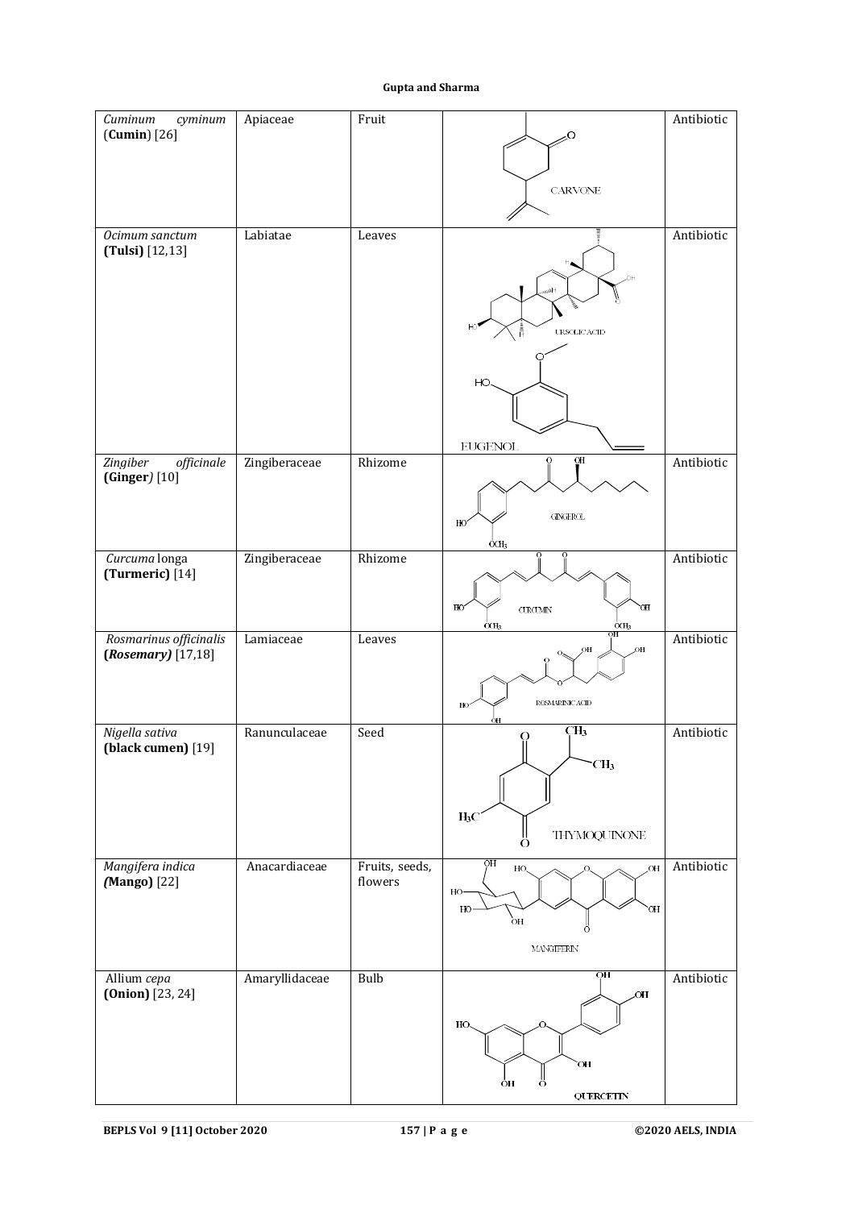| | | | | |
|---|---|---|---|---|
| *Cuminum cyminum* (**Cumin**) [26] | Apiaceae | Fruit | CARVONE | Antibiotic |
| *Ocimum sanctum* **(Tulsi)** [12,13] | Labiatae | Leaves | URSOLIC ACID<br>EUGENOL | Antibiotic |
| *Zingiber officinale* **(Ginger***)* [10] | Zingiberaceae | Rhizome | GINGEROL | Antibiotic |
| *Curcuma* longa **(Turmeric)** [14] | Zingiberaceae | Rhizome | CURCUMIN | Antibiotic |
| *Rosmarinus officinalis* **(*Rosemary)*** [17,18] | Lamiaceae | Leaves | ROSMARINIC ACID | Antibiotic |
| *Nigella sativa* **(black cumen)** [19] | Ranunculaceae | Seed | THYMOQUINONE | Antibiotic |
| *Mangifera indica* ***(*Mango)** [22] | Anacardiaceae | Fruits, seeds, flowers | MANGIFERIN | Antibiotic |
| Allium *cepa* **(Onion)** [23, 24] | Amaryllidaceae | Bulb | QUERCETIN | Antibiotic |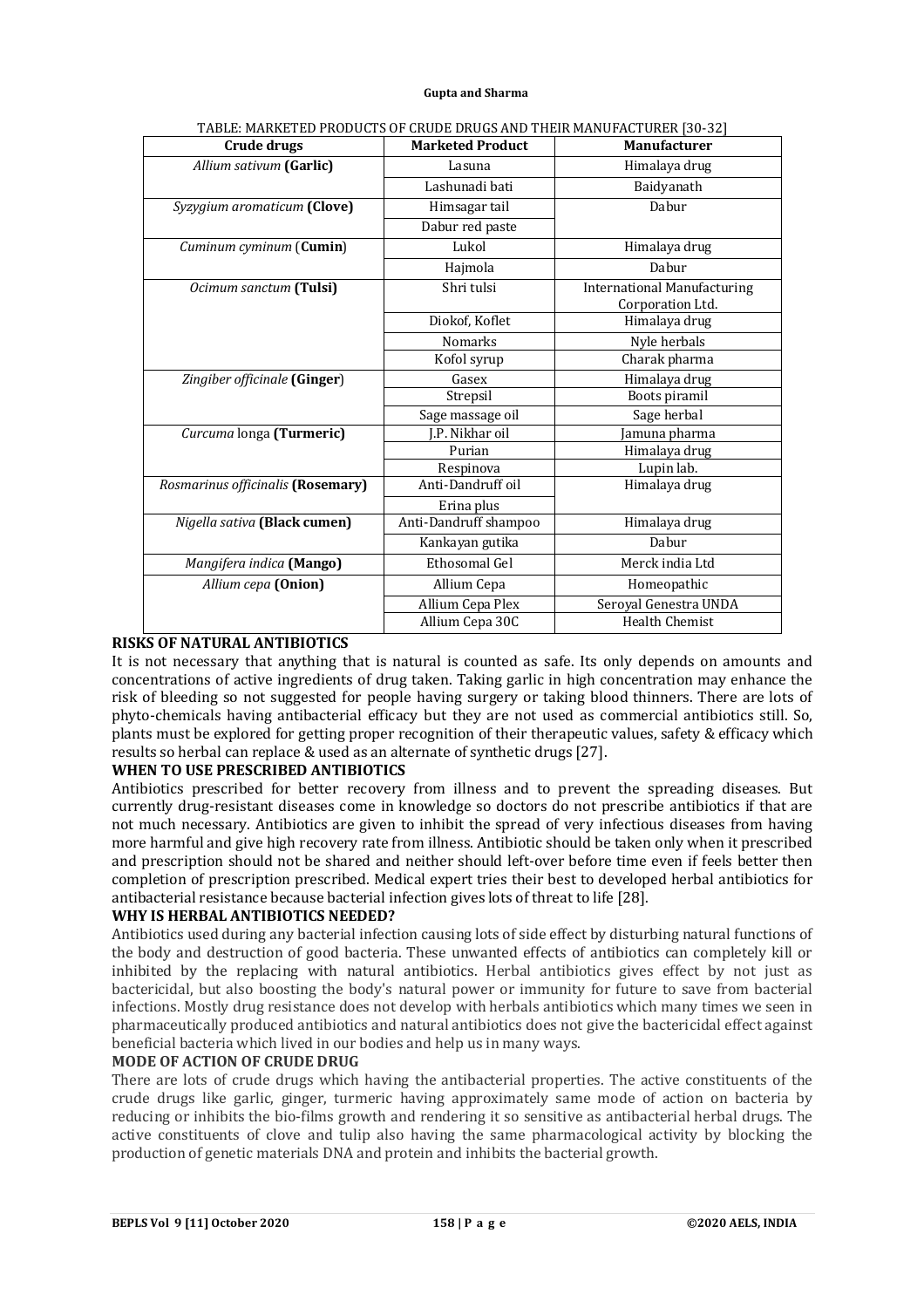TABLE: MARKETED PRODUCTS OF CRUDE DRUGS AND THEIR MANUFACTURER [30-32]

| Crude drugs | Marketed Product | Manufacturer |
|---|---|---|
| *Allium sativum* **(Garlic)** | Lasuna | Himalaya drug |
| | Lashunadi bati | Baidyanath |
| *Syzygium aromaticum* **(Clove)** | Himsagar tail | Dabur |
| | Dabur red paste | |
| *Cuminum cyminum* (**Cumin**) | Lukol | Himalaya drug |
| | Hajmola | Dabur |
| *Ocimum sanctum* **(Tulsi)** | Shri tulsi | International Manufacturing Corporation Ltd. |
| | Diokof, Koflet | Himalaya drug |
| | Nomarks | Nyle herbals |
| | Kofol syrup | Charak pharma |
| *Zingiber officinale* **(Ginger**) | Gasex | Himalaya drug |
| | Strepsil | Boots piramil |
| | Sage massage oil | Sage herbal |
| *Curcuma* longa **(Turmeric)** | J.P. Nikhar oil | Jamuna pharma |
| | Purian | Himalaya drug |
| | Respinova | Lupin lab. |
| *Rosmarinus officinalis* **(Rosemary)** | Anti-Dandruff oil | Himalaya drug |
| | Erina plus | |
| *Nigella sativa* **(Black cumen)** | Anti-Dandruff shampoo | Himalaya drug |
| | Kankayan gutika | Dabur |
| *Mangifera indica* **(Mango)** | Ethosomal Gel | Merck india Ltd |
| *Allium cepa* **(Onion)** | Allium Cepa | Homeopathic |
| | Allium Cepa Plex | Seroyal Genestra UNDA |
| | Allium Cepa 30C | Health Chemist |

## RISKS OF NATURAL ANTIBIOTICS

It is not necessary that anything that is natural is counted as safe. Its only depends on amounts and concentrations of active ingredients of drug taken. Taking garlic in high concentration may enhance the risk of bleeding so not suggested for people having surgery or taking blood thinners. There are lots of phyto-chemicals having antibacterial efficacy but they are not used as commercial antibiotics still. So, plants must be explored for getting proper recognition of their therapeutic values, safety & efficacy which results so herbal can replace & used as an alternate of synthetic drugs [27].

## WHEN TO USE PRESCRIBED ANTIBIOTICS

Antibiotics prescribed for better recovery from illness and to prevent the spreading diseases. But currently drug-resistant diseases come in knowledge so doctors do not prescribe antibiotics if that are not much necessary. Antibiotics are given to inhibit the spread of very infectious diseases from having more harmful and give high recovery rate from illness. Antibiotic should be taken only when it prescribed and prescription should not be shared and neither should left-over before time even if feels better then completion of prescription prescribed. Medical expert tries their best to developed herbal antibiotics for antibacterial resistance because bacterial infection gives lots of threat to life [28].

## WHY IS HERBAL ANTIBIOTICS NEEDED?

Antibiotics used during any bacterial infection causing lots of side effect by disturbing natural functions of the body and destruction of good bacteria. These unwanted effects of antibiotics can completely kill or inhibited by the replacing with natural antibiotics. Herbal antibiotics gives effect by not just as bactericidal, but also boosting the body's natural power or immunity for future to save from bacterial infections. Mostly drug resistance does not develop with herbals antibiotics which many times we seen in pharmaceutically produced antibiotics and natural antibiotics does not give the bactericidal effect against beneficial bacteria which lived in our bodies and help us in many ways.

## MODE OF ACTION OF CRUDE DRUG

There are lots of crude drugs which having the antibacterial properties. The active constituents of the crude drugs like garlic, ginger, turmeric having approximately same mode of action on bacteria by reducing or inhibits the bio-films growth and rendering it so sensitive as antibacterial herbal drugs. The active constituents of clove and tulip also having the same pharmacological activity by blocking the production of genetic materials DNA and protein and inhibits the bacterial growth.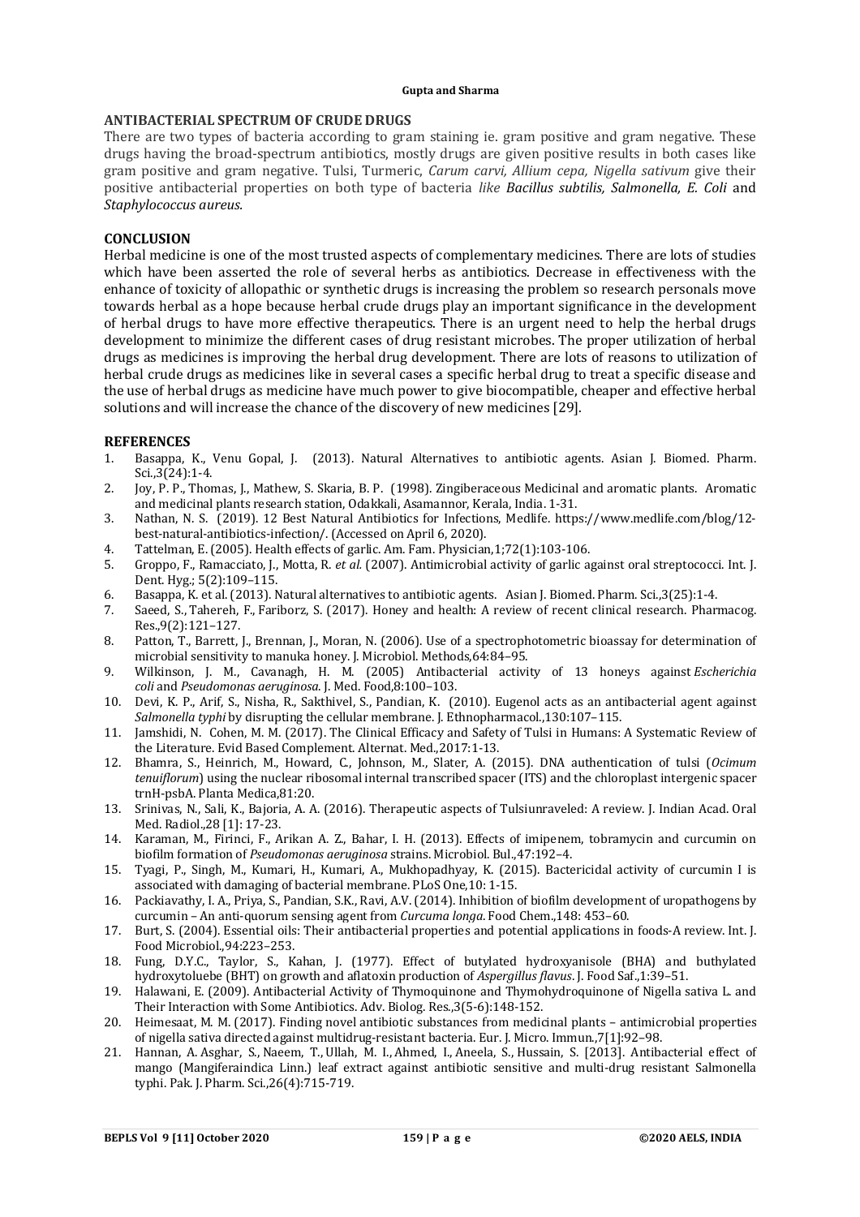## ANTIBACTERIAL SPECTRUM OF CRUDE DRUGS

There are two types of bacteria according to gram staining ie. gram positive and gram negative. These drugs having the broad-spectrum antibiotics, mostly drugs are given positive results in both cases like gram positive and gram negative. Tulsi, Turmeric, *Carum carvi, Allium cepa, Nigella sativum* give their positive antibacterial properties on both type of bacteria *like* ***Bacillus subtilis, Salmonella, E. Coli*** and *Staphylococcus aureus*.

## CONCLUSION

Herbal medicine is one of the most trusted aspects of complementary medicines. There are lots of studies which have been asserted the role of several herbs as antibiotics. Decrease in effectiveness with the enhance of toxicity of allopathic or synthetic drugs is increasing the problem so research personals move towards herbal as a hope because herbal crude drugs play an important significance in the development of herbal drugs to have more effective therapeutics. There is an urgent need to help the herbal drugs development to minimize the different cases of drug resistant microbes. The proper utilization of herbal drugs as medicines is improving the herbal drug development. There are lots of reasons to utilization of herbal crude drugs as medicines like in several cases a specific herbal drug to treat a specific disease and the use of herbal drugs as medicine have much power to give biocompatible, cheaper and effective herbal solutions and will increase the chance of the discovery of new medicines [29].

## REFERENCES

1. Basappa, K., Venu Gopal, J. (2013). Natural Alternatives to antibiotic agents. Asian J. Biomed. Pharm. Sci.,3(24):1-4.
2. Joy, P. P., Thomas, J., Mathew, S. Skaria, B. P. (1998). Zingiberaceous Medicinal and aromatic plants. Aromatic and medicinal plants research station, Odakkali, Asamannor, Kerala, India. 1-31.
3. Nathan, N. S. (2019). 12 Best Natural Antibiotics for Infections, Medlife. https://www.medlife.com/blog/12-best-natural-antibiotics-infection/. (Accessed on April 6, 2020).
4. Tattelman, E. (2005). Health effects of garlic. Am. Fam. Physician,1;72(1):103-106.
5. Groppo, F., Ramacciato, J., Motta, R. *et al.* (2007). Antimicrobial activity of garlic against oral streptococci. Int. J. Dent. Hyg.; 5(2):109–115.
6. Basappa, K. et al. (2013). Natural alternatives to antibiotic agents. Asian J. Biomed. Pharm. Sci.,3(25):1-4.
7. Saeed, S., Tahereh, F., Fariborz, S. (2017). Honey and health: A review of recent clinical research. Pharmacog. Res.,9(2):121–127.
8. Patton, T., Barrett, J., Brennan, J., Moran, N. (2006). Use of a spectrophotometric bioassay for determination of microbial sensitivity to manuka honey. J. Microbiol. Methods,64:84–95.
9. Wilkinson, J. M., Cavanagh, H. M. (2005) Antibacterial activity of 13 honeys against *Escherichia coli* and *Pseudomonas aeruginosa*. J. Med. Food,8:100–103.
10. Devi, K. P., Arif, S., Nisha, R., Sakthivel, S., Pandian, K. (2010). Eugenol acts as an antibacterial agent against *Salmonella typhi* by disrupting the cellular membrane. J. Ethnopharmacol.,130:107–115.
11. Jamshidi, N. Cohen, M. M. (2017). The Clinical Efficacy and Safety of Tulsi in Humans: A Systematic Review of the Literature. Evid Based Complement. Alternat. Med.,2017:1-13.
12. Bhamra, S., Heinrich, M., Howard, C., Johnson, M., Slater, A. (2015). DNA authentication of tulsi (*Ocimum tenuiflorum*) using the nuclear ribosomal internal transcribed spacer (ITS) and the chloroplast intergenic spacer trnH-psbA. Planta Medica,81:20.
13. Srinivas, N., Sali, K., Bajoria, A. A. (2016). Therapeutic aspects of Tulsiunraveled: A review. J. Indian Acad. Oral Med. Radiol.,28 [1]: 17-23.
14. Karaman, M., Firinci, F., Arikan A. Z., Bahar, I. H. (2013). Effects of imipenem, tobramycin and curcumin on biofilm formation of *Pseudomonas aeruginosa* strains. Microbiol. Bul.,47:192–4.
15. Tyagi, P., Singh, M., Kumari, H., Kumari, A., Mukhopadhyay, K. (2015). Bactericidal activity of curcumin I is associated with damaging of bacterial membrane. PLoS One,10: 1-15.
16. Packiavathy, I. A., Priya, S., Pandian, S.K., Ravi, A.V. (2014). Inhibition of biofilm development of uropathogens by curcumin – An anti-quorum sensing agent from *Curcuma longa*. Food Chem.,148: 453–60.
17. Burt, S. (2004). Essential oils: Their antibacterial properties and potential applications in foods-A review. Int. J. Food Microbiol.,94:223–253.
18. Fung, D.Y.C., Taylor, S., Kahan, J. (1977). Effect of butylated hydroxyanisole (BHA) and buthylated hydroxytoluebe (BHT) on growth and aflatoxin production of *Aspergillus flavus*. J. Food Saf.,1:39–51.
19. Halawani, E. (2009). Antibacterial Activity of Thymoquinone and Thymohydroquinone of Nigella sativa L. and Their Interaction with Some Antibiotics. Adv. Biolog. Res.,3(5-6):148-152.
20. Heimesaat, M. M. (2017). Finding novel antibiotic substances from medicinal plants – antimicrobial properties of nigella sativa directed against multidrug-resistant bacteria. Eur. J. Micro. Immun.,7[1]:92–98.
21. Hannan, A. Asghar, S., Naeem, T., Ullah, M. I., Ahmed, I., Aneela, S., Hussain, S. [2013]. Antibacterial effect of mango (Mangiferaindica Linn.) leaf extract against antibiotic sensitive and multi-drug resistant Salmonella typhi. Pak. J. Pharm. Sci.,26(4):715-719.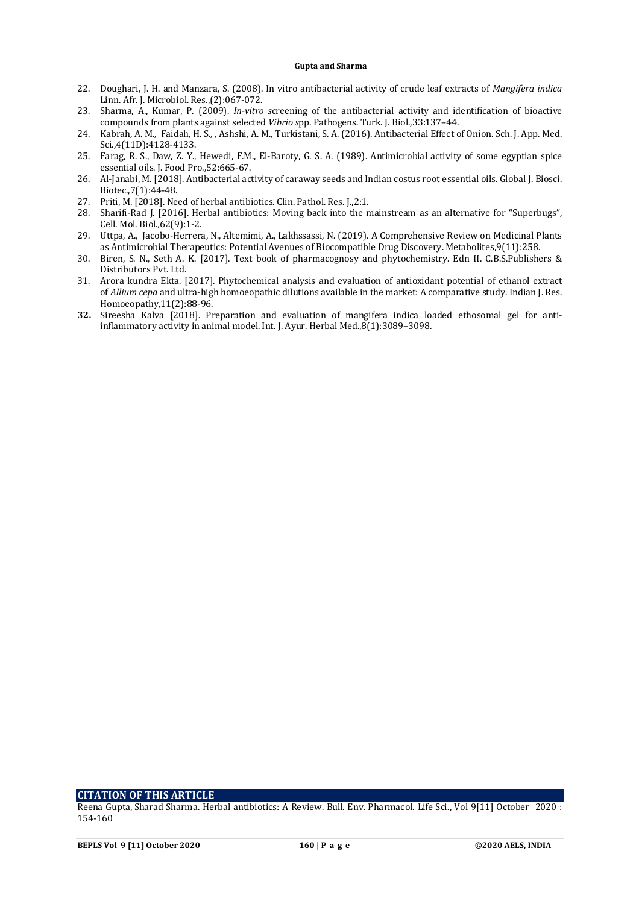22. Doughari, J. H. and Manzara, S. (2008). In vitro antibacterial activity of crude leaf extracts of *Mangifera indica* Linn. Afr. J. Microbiol. Res.,(2):067-072.
23. Sharma, A., Kumar, P. (2009). *In-vitro s*creening of the antibacterial activity and identification of bioactive compounds from plants against selected *Vibrio s*pp. Pathogens. Turk. J. Biol.,33:137–44.
24. Kabrah, A. M., Faidah, H. S., , Ashshi, A. M., Turkistani, S. A. (2016). Antibacterial Effect of Onion. Sch. J. App. Med. Sci.,4(11D):4128-4133.
25. Farag, R. S., Daw, Z. Y., Hewedi, F.M., El-Baroty, G. S. A. (1989). Antimicrobial activity of some egyptian spice essential oils. J. Food Pro.,52:665-67.
26. Al-Janabi, M. [2018]. Antibacterial activity of caraway seeds and Indian costus root essential oils. Global J. Biosci. Biotec.,7(1):44-48.
27. Priti, M. [2018]. Need of herbal antibiotics. Clin. Pathol. Res. J.,2:1.
28. Sharifi-Rad J. [2016]. Herbal antibiotics: Moving back into the mainstream as an alternative for "Superbugs", Cell. Mol. Biol.,62(9):1-2.
29. Uttpa, A., Jacobo-Herrera, N., Altemimi, A., Lakhssassi, N. (2019). A Comprehensive Review on Medicinal Plants as Antimicrobial Therapeutics: Potential Avenues of Biocompatible Drug Discovery. Metabolites,9(11):258.
30. Biren, S. N., Seth A. K. [2017]. Text book of pharmacognosy and phytochemistry. Edn II. C.B.S.Publishers & Distributors Pvt. Ltd.
31. Arora kundra Ekta. [2017]. Phytochemical analysis and evaluation of antioxidant potential of ethanol extract of *Allium cepa* and ultra-high homoeopathic dilutions available in the market: A comparative study. Indian J. Res. Homoeopathy,11(2):88-96.
32. Sireesha Kalva [2018]. Preparation and evaluation of mangifera indica loaded ethosomal gel for anti-inflammatory activity in animal model. Int. J. Ayur. Herbal Med.,8(1):3089–3098.

**CITATION OF THIS ARTICLE**

Reena Gupta, Sharad Sharma. Herbal antibiotics: A Review. Bull. Env. Pharmacol. Life Sci., Vol 9[11] October 2020 : 154-160